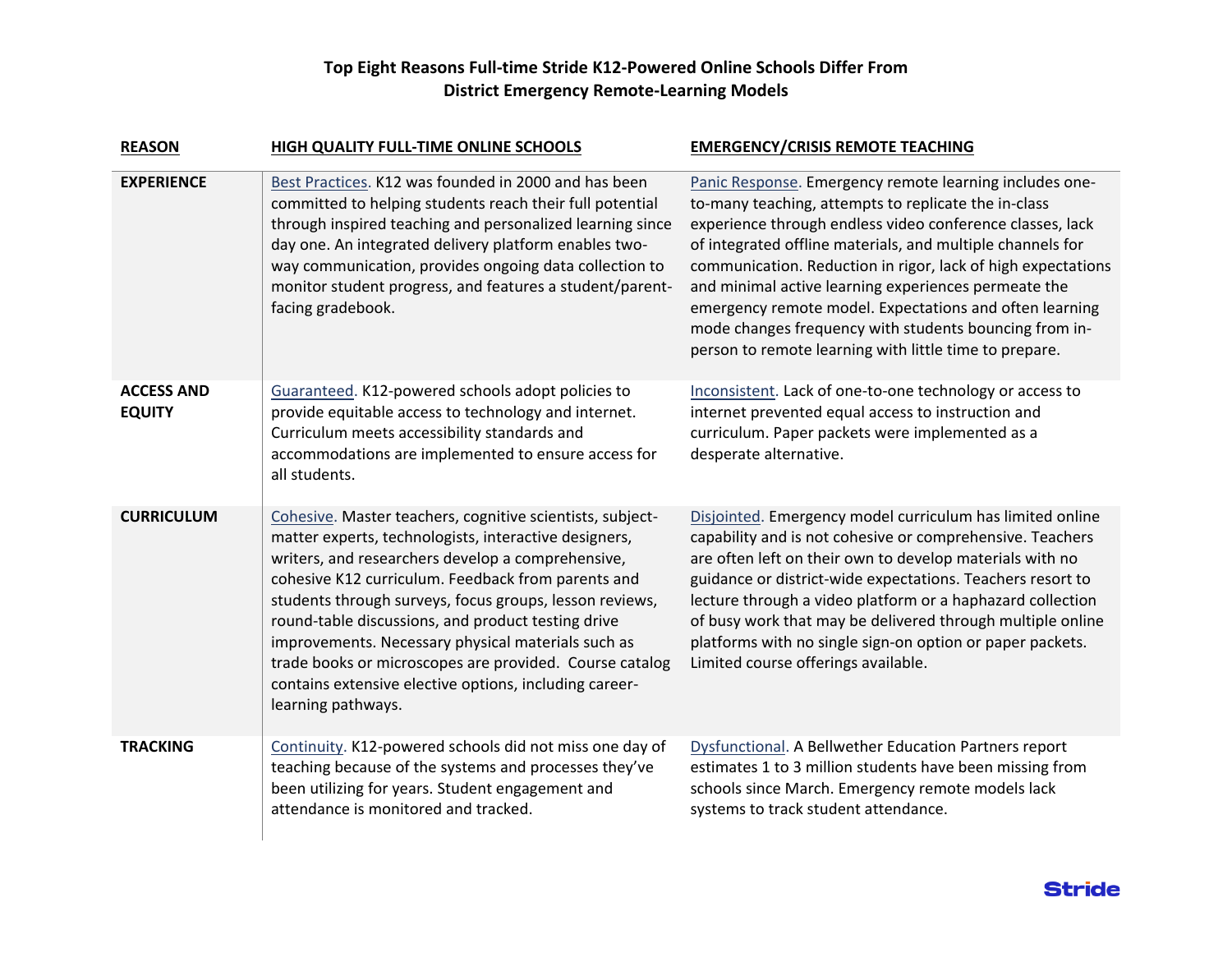# Top Eight Reasons Full-time Stride K12-Powered Online Schools Differ From District Emergency Remote-Learning Models

| REASON | HIGH QUALITY FULL-TIME ONLINE SCHOOLS | EMERGENCY/CRISIS REMOTE TEACHING |
|---|---|---|
| **EXPERIENCE** | Best Practices. K12 was founded in 2000 and has been committed to helping students reach their full potential through inspired teaching and personalized learning since day one. An integrated delivery platform enables two-way communication, provides ongoing data collection to monitor student progress, and features a student/parent-facing gradebook. | Panic Response. Emergency remote learning includes one-to-many teaching, attempts to replicate the in-class experience through endless video conference classes, lack of integrated offline materials, and multiple channels for communication. Reduction in rigor, lack of high expectations and minimal active learning experiences permeate the emergency remote model. Expectations and often learning mode changes frequency with students bouncing from in-person to remote learning with little time to prepare. |
| **ACCESS AND EQUITY** | Guaranteed. K12-powered schools adopt policies to provide equitable access to technology and internet. Curriculum meets accessibility standards and accommodations are implemented to ensure access for all students. | Inconsistent. Lack of one-to-one technology or access to internet prevented equal access to instruction and curriculum. Paper packets were implemented as a desperate alternative. |
| **CURRICULUM** | Cohesive. Master teachers, cognitive scientists, subject-matter experts, technologists, interactive designers, writers, and researchers develop a comprehensive, cohesive K12 curriculum. Feedback from parents and students through surveys, focus groups, lesson reviews, round-table discussions, and product testing drive improvements. Necessary physical materials such as trade books or microscopes are provided. Course catalog contains extensive elective options, including career-learning pathways. | Disjointed. Emergency model curriculum has limited online capability and is not cohesive or comprehensive. Teachers are often left on their own to develop materials with no guidance or district-wide expectations. Teachers resort to lecture through a video platform or a haphazard collection of busy work that may be delivered through multiple online platforms with no single sign-on option or paper packets. Limited course offerings available. |
| **TRACKING** | Continuity. K12-powered schools did not miss one day of teaching because of the systems and processes they've been utilizing for years. Student engagement and attendance is monitored and tracked. | Dysfunctional. A Bellwether Education Partners report estimates 1 to 3 million students have been missing from schools since March. Emergency remote models lack systems to track student attendance. |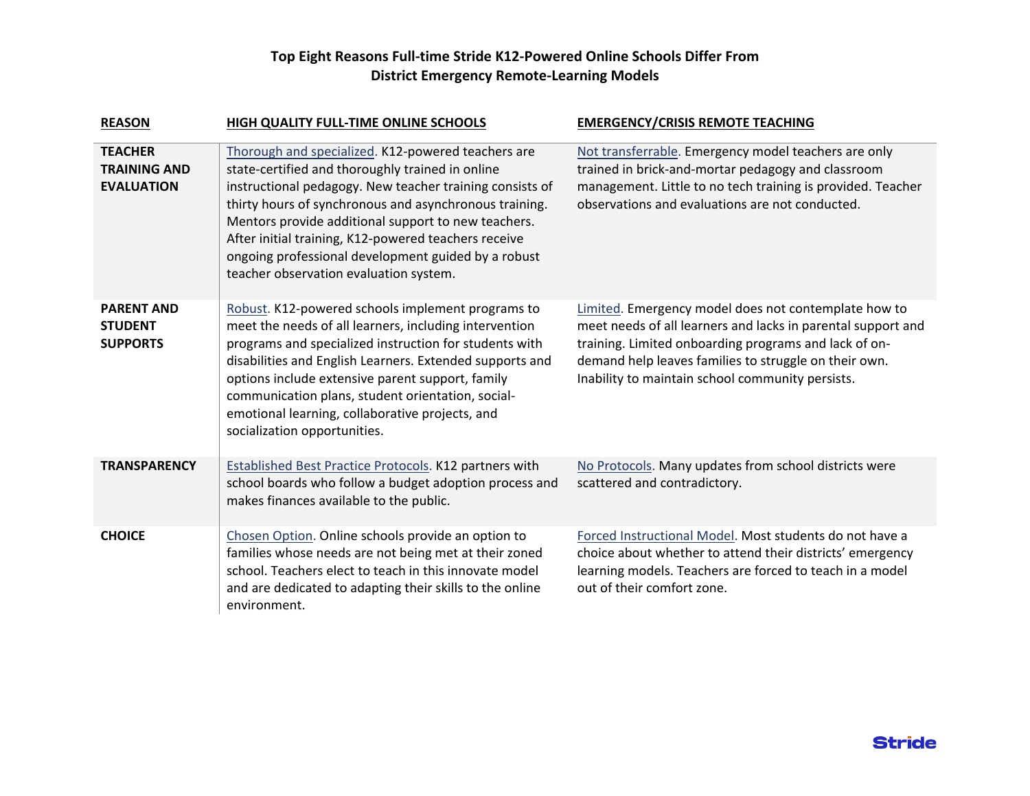**Top Eight Reasons Full-time Stride K12-Powered Online Schools Differ From District Emergency Remote-Learning Models**

| REASON | HIGH QUALITY FULL-TIME ONLINE SCHOOLS | EMERGENCY/CRISIS REMOTE TEACHING |
|---|---|---|
| **TEACHER TRAINING AND EVALUATION** | Thorough and specialized. K12-powered teachers are state-certified and thoroughly trained in online instructional pedagogy. New teacher training consists of thirty hours of synchronous and asynchronous training. Mentors provide additional support to new teachers. After initial training, K12-powered teachers receive ongoing professional development guided by a robust teacher observation evaluation system. | Not transferrable. Emergency model teachers are only trained in brick-and-mortar pedagogy and classroom management. Little to no tech training is provided. Teacher observations and evaluations are not conducted. |
| **PARENT AND STUDENT SUPPORTS** | Robust. K12-powered schools implement programs to meet the needs of all learners, including intervention programs and specialized instruction for students with disabilities and English Learners. Extended supports and options include extensive parent support, family communication plans, student orientation, social-emotional learning, collaborative projects, and socialization opportunities. | Limited. Emergency model does not contemplate how to meet needs of all learners and lacks in parental support and training. Limited onboarding programs and lack of on-demand help leaves families to struggle on their own. Inability to maintain school community persists. |
| **TRANSPARENCY** | Established Best Practice Protocols. K12 partners with school boards who follow a budget adoption process and makes finances available to the public. | No Protocols. Many updates from school districts were scattered and contradictory. |
| **CHOICE** | Chosen Option. Online schools provide an option to families whose needs are not being met at their zoned school. Teachers elect to teach in this innovate model and are dedicated to adapting their skills to the online environment. | Forced Instructional Model. Most students do not have a choice about whether to attend their districts' emergency learning models. Teachers are forced to teach in a model out of their comfort zone. |

Stride